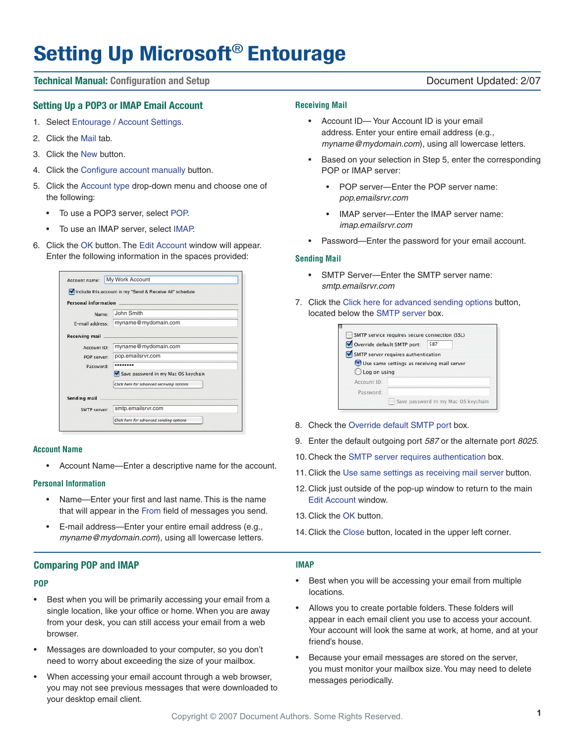# Setting Up Microsoft® Entourage

**Technical Manual:** Configuration and Setup — Document Updated: 2/07

## Setting Up a POP3 or IMAP Email Account

1. Select Entourage / Account Settings.
2. Click the Mail tab.
3. Click the New button.
4. Click the Configure account manually button.
5. Click the Account type drop-down menu and choose one of the following:
   - To use a POP3 server, select POP.
   - To use an IMAP server, select IMAP.
6. Click the OK button. The Edit Account window will appear. Enter the following information in the spaces provided:

### Account Name

- Account Name—Enter a descriptive name for the account.

### Personal Information

- Name—Enter your first and last name. This is the name that will appear in the From field of messages you send.
- E-mail address—Enter your entire email address (e.g., *myname@mydomain.com*), using all lowercase letters.

### Receiving Mail

- Account ID— Your Account ID is your email address. Enter your entire email address (e.g., *myname@mydomain.com*), using all lowercase letters.
- Based on your selection in Step 5, enter the corresponding POP or IMAP server:
  - POP server—Enter the POP server name: *pop.emailsrvr.com*
  - IMAP server—Enter the IMAP server name: *imap.emailsrvr.com*
- Password—Enter the password for your email account.

### Sending Mail

- SMTP Server—Enter the SMTP server name: *smtp.emailsrvr.com*

7. Click the Click here for advanced sending options button, located below the SMTP server box.
8. Check the Override default SMTP port box.
9. Enter the default outgoing port *587* or the alternate port *8025*.
10. Check the SMTP server requires authentication box.
11. Click the Use same settings as receiving mail server button.
12. Click just outside of the pop-up window to return to the main Edit Account window.
13. Click the OK button.
14. Click the Close button, located in the upper left corner.

## Comparing POP and IMAP

### POP

- Best when you will be primarily accessing your email from a single location, like your office or home. When you are away from your desk, you can still access your email from a web browser.
- Messages are downloaded to your computer, so you don't need to worry about exceeding the size of your mailbox.
- When accessing your email account through a web browser, you may not see previous messages that were downloaded to your desktop email client.

### IMAP

- Best when you will be accessing your email from multiple locations.
- Allows you to create portable folders. These folders will appear in each email client you use to access your account. Your account will look the same at work, at home, and at your friend's house.
- Because your email messages are stored on the server, you must monitor your mailbox size. You may need to delete messages periodically.

Copyright © 2007 Document Authors. Some Rights Reserved.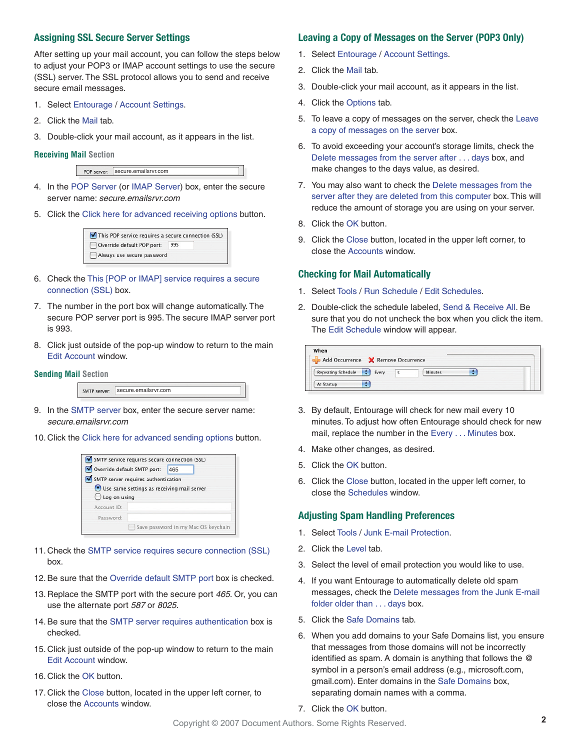## Assigning SSL Secure Server Settings

After setting up your mail account, you can follow the steps below to adjust your POP3 or IMAP account settings to use the secure (SSL) server. The SSL protocol allows you to send and receive secure email messages.

1. Select Entourage / Account Settings.
2. Click the Mail tab.
3. Double-click your mail account, as it appears in the list.

### Receiving Mail Section

POP server: secure.emailsrvr.com

4. In the POP Server (or IMAP Server) box, enter the secure server name: *secure.emailsrvr.com*
5. Click the Click here for advanced receiving options button.

This POP service requires a secure connection (SSL)
Override default POP port: 995
Always use secure password

6. Check the This [POP or IMAP] service requires a secure connection (SSL) box.
7. The number in the port box will change automatically. The secure POP server port is 995. The secure IMAP server port is 993.
8. Click just outside of the pop-up window to return to the main Edit Account window.

### Sending Mail Section

SMTP server: secure.emailsrvr.com

9. In the SMTP server box, enter the secure server name: *secure.emailsrvr.com*
10. Click the Click here for advanced sending options button.

SMTP service requires secure connection (SSL)
Override default SMTP port: 465
SMTP server requires authentication
Use same settings as receiving mail server
Log on using
Account ID:
Password:
Save password in my Mac OS keychain

11. Check the SMTP service requires secure connection (SSL) box.
12. Be sure that the Override default SMTP port box is checked.
13. Replace the SMTP port with the secure port *465*. Or, you can use the alternate port *587* or *8025*.
14. Be sure that the SMTP server requires authentication box is checked.
15. Click just outside of the pop-up window to return to the main Edit Account window.
16. Click the OK button.
17. Click the Close button, located in the upper left corner, to close the Accounts window.

## Leaving a Copy of Messages on the Server (POP3 Only)

1. Select Entourage / Account Settings.
2. Click the Mail tab.
3. Double-click your mail account, as it appears in the list.
4. Click the Options tab.
5. To leave a copy of messages on the server, check the Leave a copy of messages on the server box.
6. To avoid exceeding your account's storage limits, check the Delete messages from the server after . . . days box, and make changes to the days value, as desired.
7. You may also want to check the Delete messages from the server after they are deleted from this computer box. This will reduce the amount of storage you are using on your server.
8. Click the OK button.
9. Click the Close button, located in the upper left corner, to close the Accounts window.

## Checking for Mail Automatically

1. Select Tools / Run Schedule / Edit Schedules.
2. Double-click the schedule labeled, Send & Receive All. Be sure that you do not uncheck the box when you click the item. The Edit Schedule window will appear.

When
Add Occurrence
Remove Occurrence
Repeating Schedule
Every 5
Minutes
At Startup

3. By default, Entourage will check for new mail every 10 minutes. To adjust how often Entourage should check for new mail, replace the number in the Every . . . Minutes box.
4. Make other changes, as desired.
5. Click the OK button.
6. Click the Close button, located in the upper left corner, to close the Schedules window.

## Adjusting Spam Handling Preferences

1. Select Tools / Junk E-mail Protection.
2. Click the Level tab.
3. Select the level of email protection you would like to use.
4. If you want Entourage to automatically delete old spam messages, check the Delete messages from the Junk E-mail folder older than . . . days box.
5. Click the Safe Domains tab.
6. When you add domains to your Safe Domains list, you ensure that messages from those domains will not be incorrectly identified as spam. A domain is anything that follows the @ symbol in a person's email address (e.g., microsoft.com, gmail.com). Enter domains in the Safe Domains box, separating domain names with a comma.
7. Click the OK button.

Copyright © 2007 Document Authors. Some Rights Reserved.